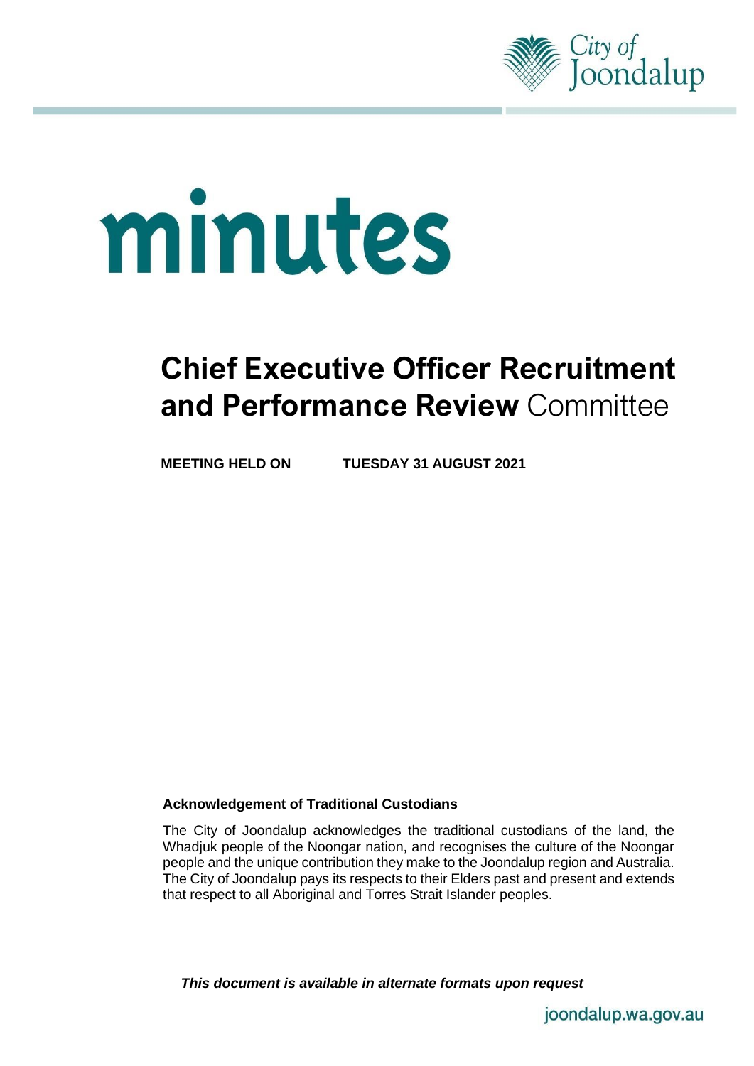# minutes

# **Chief Executive Officer Recruitment and Performance Review** Committee

**MEETING HELD ON TUESDAY 31 AUGUST 2021**

**Acknowledgement of Traditional Custodians**

The City of Joondalup acknowledges the traditional custodians of the land, the Whadjuk people of the Noongar nation, and recognises the culture of the Noongar people and the unique contribution they make to the Joondalup region and Australia. The City of Joondalup pays its respects to their Elders past and present and extends that respect to all Aboriginal and Torres Strait Islander peoples.

***This document is available in alternate formats upon request***

joondalup.wa.gov.au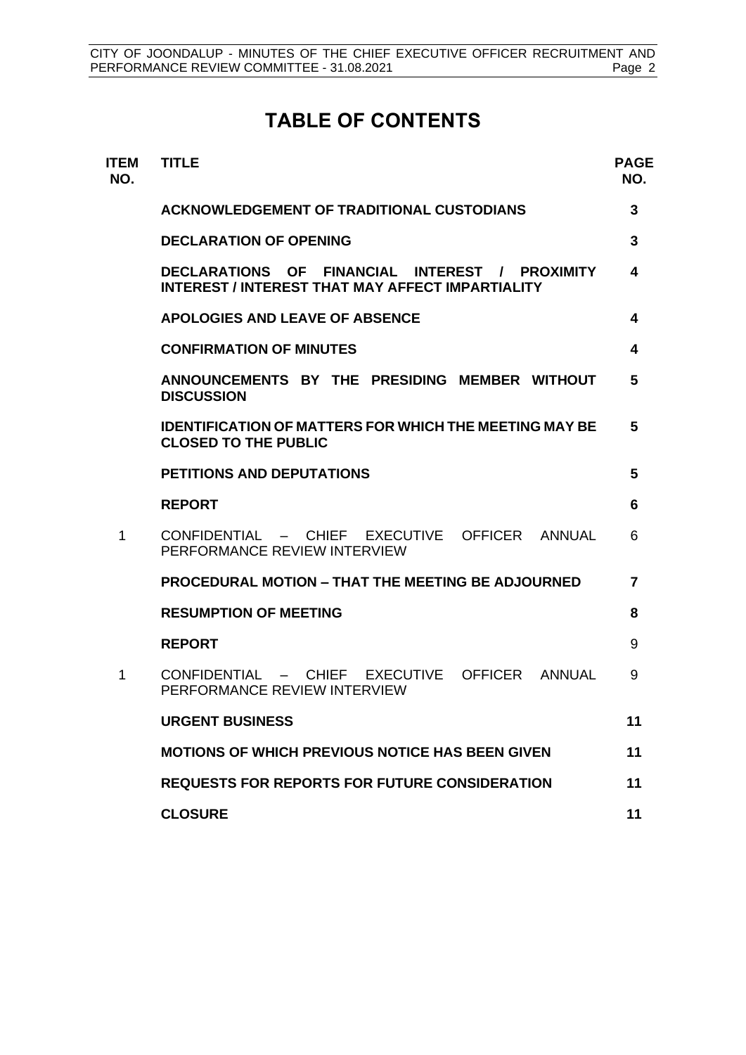# TABLE OF CONTENTS

| ITEM NO. | TITLE | PAGE NO. |
|---|---|---|
| | **ACKNOWLEDGEMENT OF TRADITIONAL CUSTODIANS** | **3** |
| | **DECLARATION OF OPENING** | **3** |
| | **DECLARATIONS OF FINANCIAL INTEREST / PROXIMITY INTEREST / INTEREST THAT MAY AFFECT IMPARTIALITY** | **4** |
| | **APOLOGIES AND LEAVE OF ABSENCE** | **4** |
| | **CONFIRMATION OF MINUTES** | **4** |
| | **ANNOUNCEMENTS BY THE PRESIDING MEMBER WITHOUT DISCUSSION** | **5** |
| | **IDENTIFICATION OF MATTERS FOR WHICH THE MEETING MAY BE CLOSED TO THE PUBLIC** | **5** |
| | **PETITIONS AND DEPUTATIONS** | **5** |
| | **REPORT** | **6** |
| 1 | CONFIDENTIAL – CHIEF EXECUTIVE OFFICER ANNUAL PERFORMANCE REVIEW INTERVIEW | 6 |
| | **PROCEDURAL MOTION – THAT THE MEETING BE ADJOURNED** | **7** |
| | **RESUMPTION OF MEETING** | **8** |
| | **REPORT** | 9 |
| 1 | CONFIDENTIAL – CHIEF EXECUTIVE OFFICER ANNUAL PERFORMANCE REVIEW INTERVIEW | 9 |
| | **URGENT BUSINESS** | **11** |
| | **MOTIONS OF WHICH PREVIOUS NOTICE HAS BEEN GIVEN** | **11** |
| | **REQUESTS FOR REPORTS FOR FUTURE CONSIDERATION** | **11** |
| | **CLOSURE** | **11** |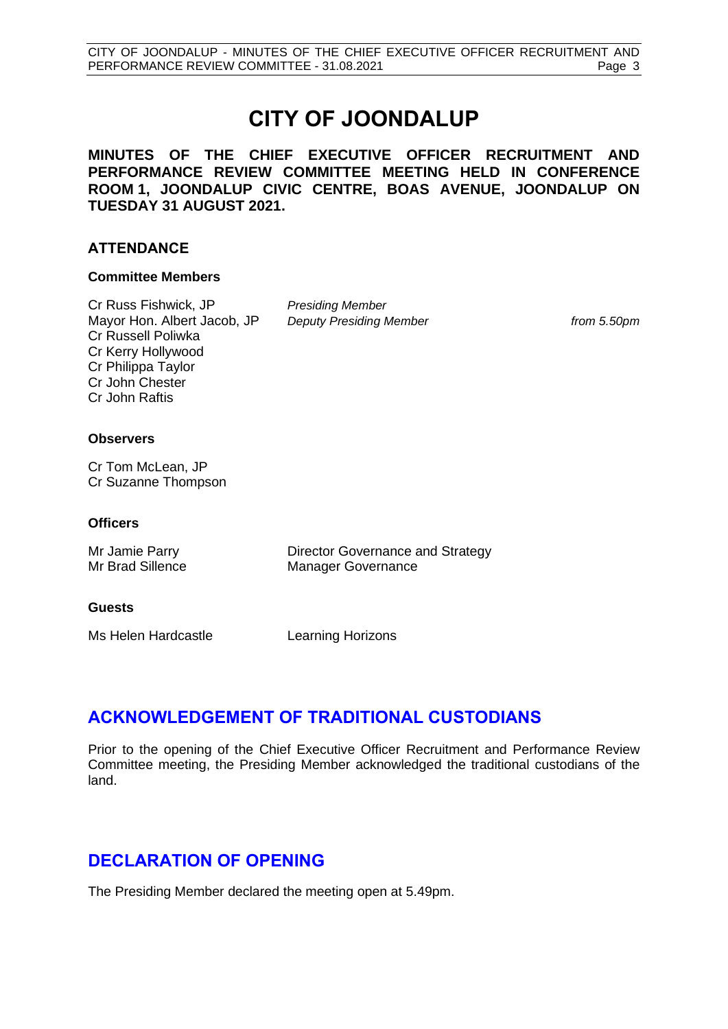# CITY OF JOONDALUP

**MINUTES OF THE CHIEF EXECUTIVE OFFICER RECRUITMENT AND PERFORMANCE REVIEW COMMITTEE MEETING HELD IN CONFERENCE ROOM 1, JOONDALUP CIVIC CENTRE, BOAS AVENUE, JOONDALUP ON TUESDAY 31 AUGUST 2021.**

## ATTENDANCE

### Committee Members

| | | |
|---|---|---|
| Cr Russ Fishwick, JP | *Presiding Member* | |
| Mayor Hon. Albert Jacob, JP | *Deputy Presiding Member* | *from 5.50pm* |
| Cr Russell Poliwka | | |
| Cr Kerry Hollywood | | |
| Cr Philippa Taylor | | |
| Cr John Chester | | |
| Cr John Raftis | | |

### Observers

Cr Tom McLean, JP
Cr Suzanne Thompson

### Officers

| | |
|---|---|
| Mr Jamie Parry | Director Governance and Strategy |
| Mr Brad Sillence | Manager Governance |

### Guests

| | |
|---|---|
| Ms Helen Hardcastle | Learning Horizons |

## ACKNOWLEDGEMENT OF TRADITIONAL CUSTODIANS

Prior to the opening of the Chief Executive Officer Recruitment and Performance Review Committee meeting, the Presiding Member acknowledged the traditional custodians of the land.

## DECLARATION OF OPENING

The Presiding Member declared the meeting open at 5.49pm.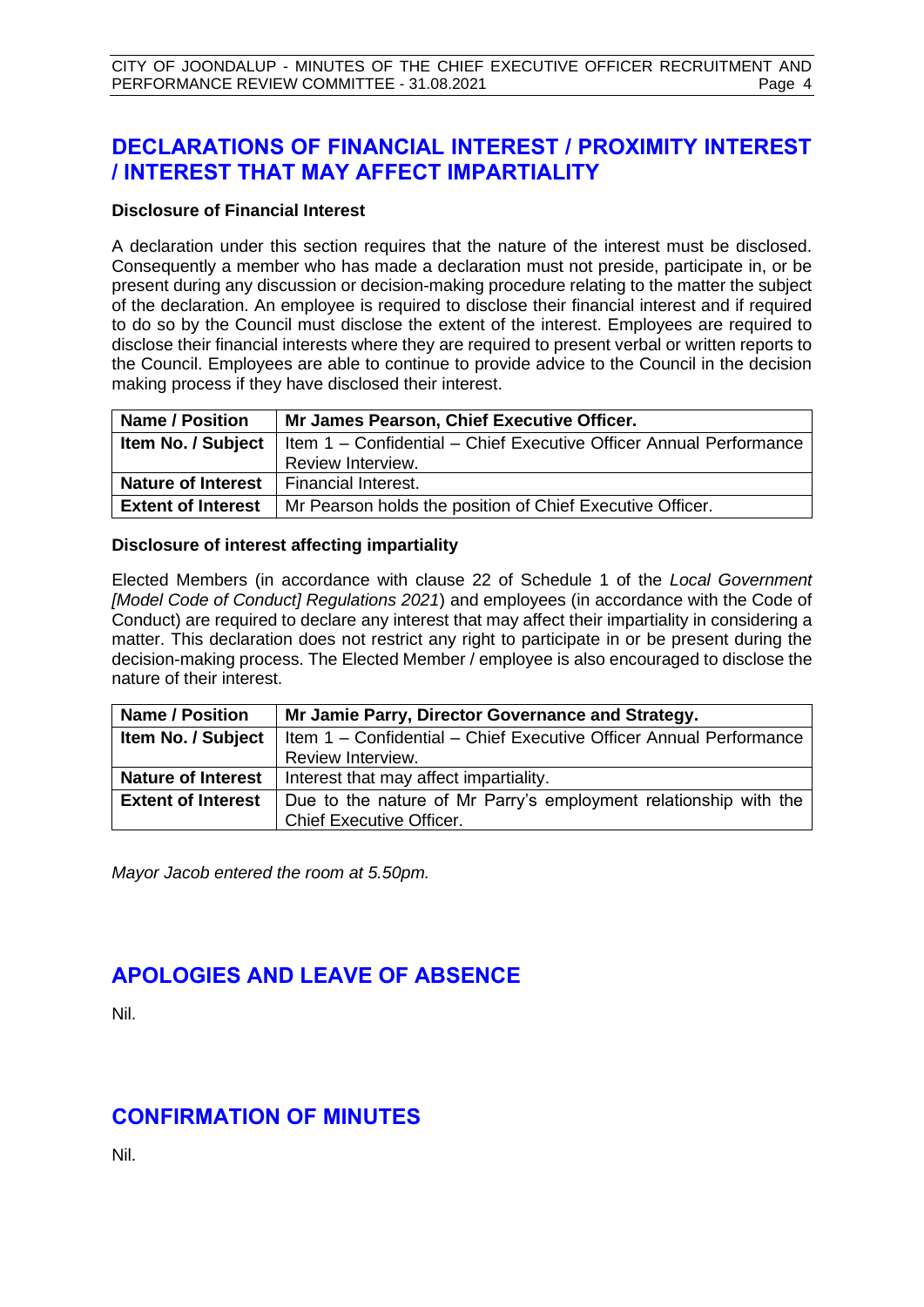## DECLARATIONS OF FINANCIAL INTEREST / PROXIMITY INTEREST / INTEREST THAT MAY AFFECT IMPARTIALITY

**Disclosure of Financial Interest**

A declaration under this section requires that the nature of the interest must be disclosed. Consequently a member who has made a declaration must not preside, participate in, or be present during any discussion or decision-making procedure relating to the matter the subject of the declaration. An employee is required to disclose their financial interest and if required to do so by the Council must disclose the extent of the interest. Employees are required to disclose their financial interests where they are required to present verbal or written reports to the Council. Employees are able to continue to provide advice to the Council in the decision making process if they have disclosed their interest.

| **Name / Position** | **Mr James Pearson, Chief Executive Officer.** |
|---|---|
| **Item No. / Subject** | Item 1 – Confidential – Chief Executive Officer Annual Performance Review Interview. |
| **Nature of Interest** | Financial Interest. |
| **Extent of Interest** | Mr Pearson holds the position of Chief Executive Officer. |

**Disclosure of interest affecting impartiality**

Elected Members (in accordance with clause 22 of Schedule 1 of the *Local Government [Model Code of Conduct] Regulations 2021*) and employees (in accordance with the Code of Conduct) are required to declare any interest that may affect their impartiality in considering a matter. This declaration does not restrict any right to participate in or be present during the decision-making process. The Elected Member / employee is also encouraged to disclose the nature of their interest.

| **Name / Position** | **Mr Jamie Parry, Director Governance and Strategy.** |
|---|---|
| **Item No. / Subject** | Item 1 – Confidential – Chief Executive Officer Annual Performance Review Interview. |
| **Nature of Interest** | Interest that may affect impartiality. |
| **Extent of Interest** | Due to the nature of Mr Parry's employment relationship with the Chief Executive Officer. |

*Mayor Jacob entered the room at 5.50pm.*

## APOLOGIES AND LEAVE OF ABSENCE

Nil.

## CONFIRMATION OF MINUTES

Nil.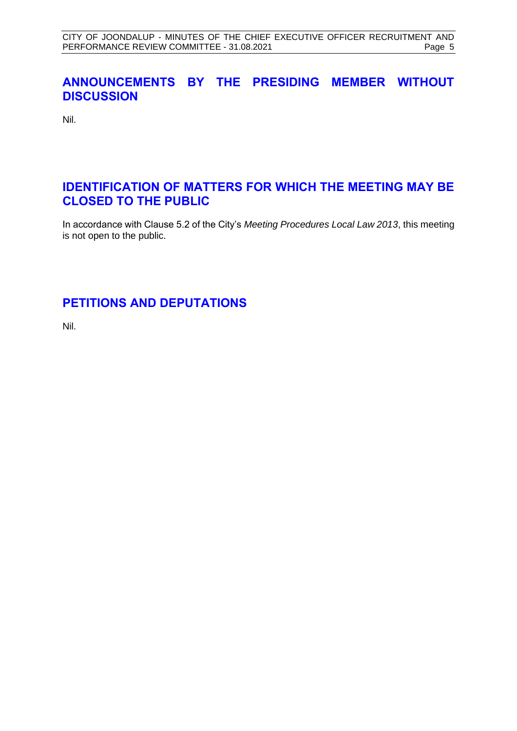## ANNOUNCEMENTS BY THE PRESIDING MEMBER WITHOUT DISCUSSION

Nil.

## IDENTIFICATION OF MATTERS FOR WHICH THE MEETING MAY BE CLOSED TO THE PUBLIC

In accordance with Clause 5.2 of the City's *Meeting Procedures Local Law 2013*, this meeting is not open to the public.

## PETITIONS AND DEPUTATIONS

Nil.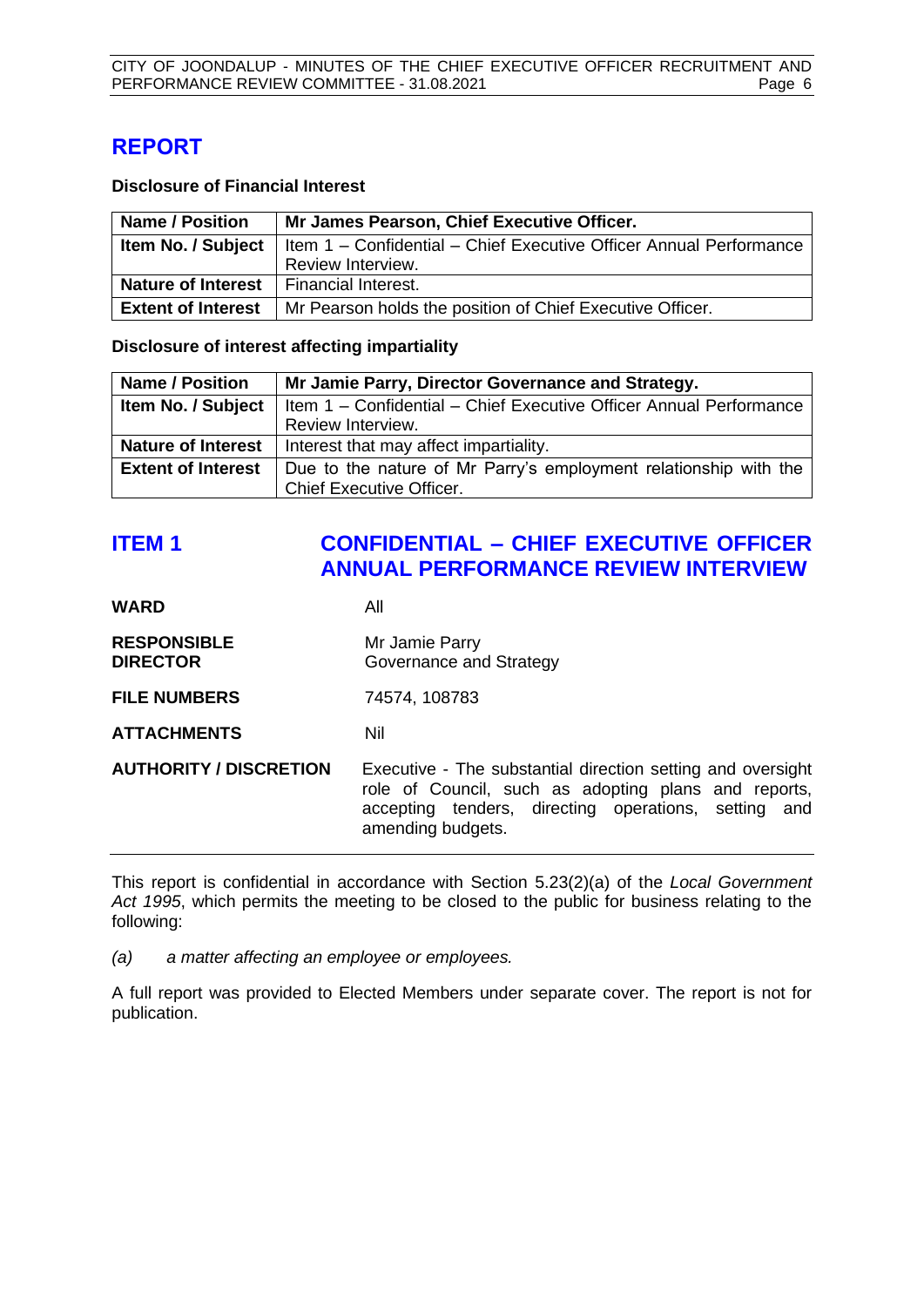# REPORT

**Disclosure of Financial Interest**

| **Name / Position** | **Mr James Pearson, Chief Executive Officer.** |
|---|---|
| **Item No. / Subject** | Item 1 – Confidential – Chief Executive Officer Annual Performance Review Interview. |
| **Nature of Interest** | Financial Interest. |
| **Extent of Interest** | Mr Pearson holds the position of Chief Executive Officer. |

**Disclosure of interest affecting impartiality**

| **Name / Position** | **Mr Jamie Parry, Director Governance and Strategy.** |
|---|---|
| **Item No. / Subject** | Item 1 – Confidential – Chief Executive Officer Annual Performance Review Interview. |
| **Nature of Interest** | Interest that may affect impartiality. |
| **Extent of Interest** | Due to the nature of Mr Parry's employment relationship with the Chief Executive Officer. |

## ITEM 1 CONFIDENTIAL – CHIEF EXECUTIVE OFFICER ANNUAL PERFORMANCE REVIEW INTERVIEW

**WARD** All

**RESPONSIBLE DIRECTOR** Mr Jamie Parry
Governance and Strategy

**FILE NUMBERS** 74574, 108783

**ATTACHMENTS** Nil

**AUTHORITY / DISCRETION** Executive - The substantial direction setting and oversight role of Council, such as adopting plans and reports, accepting tenders, directing operations, setting and amending budgets.

---

This report is confidential in accordance with Section 5.23(2)(a) of the *Local Government Act 1995*, which permits the meeting to be closed to the public for business relating to the following:

*(a) a matter affecting an employee or employees.*

A full report was provided to Elected Members under separate cover. The report is not for publication.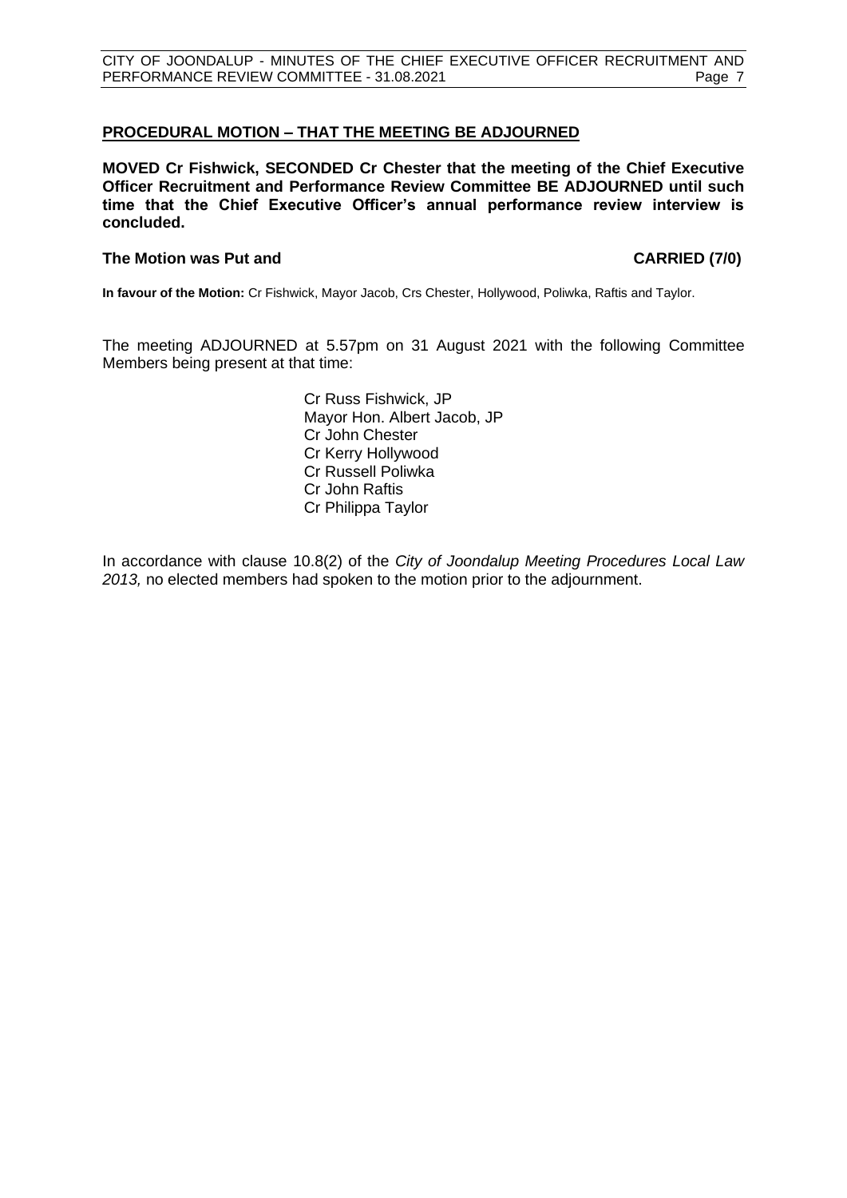## PROCEDURAL MOTION – THAT THE MEETING BE ADJOURNED

**MOVED Cr Fishwick, SECONDED Cr Chester that the meeting of the Chief Executive Officer Recruitment and Performance Review Committee BE ADJOURNED until such time that the Chief Executive Officer's annual performance review interview is concluded.**

**The Motion was Put and CARRIED (7/0)**

**In favour of the Motion:** Cr Fishwick, Mayor Jacob, Crs Chester, Hollywood, Poliwka, Raftis and Taylor.

The meeting ADJOURNED at 5.57pm on 31 August 2021 with the following Committee Members being present at that time:

Cr Russ Fishwick, JP
Mayor Hon. Albert Jacob, JP
Cr John Chester
Cr Kerry Hollywood
Cr Russell Poliwka
Cr John Raftis
Cr Philippa Taylor

In accordance with clause 10.8(2) of the *City of Joondalup Meeting Procedures Local Law 2013,* no elected members had spoken to the motion prior to the adjournment.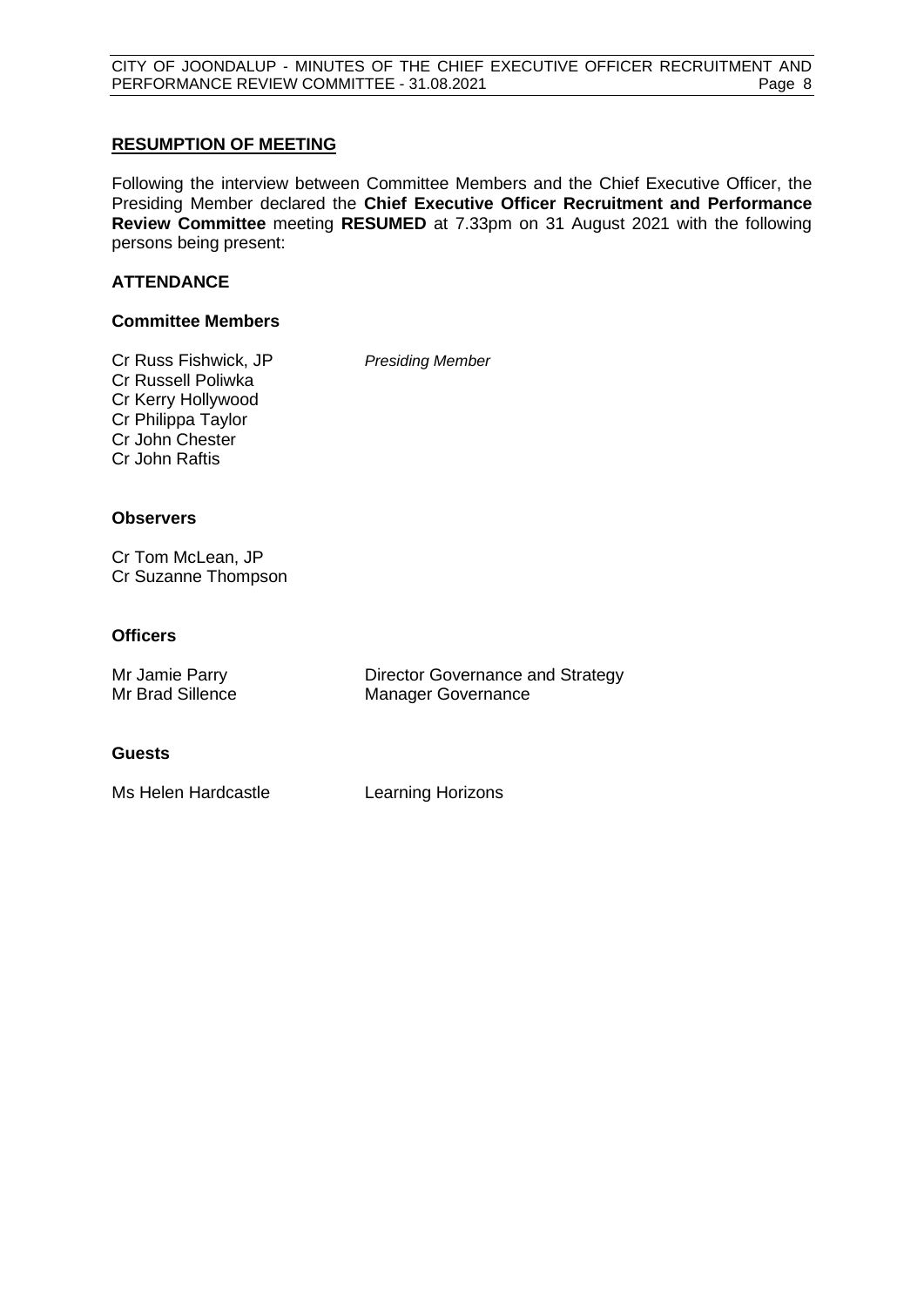## RESUMPTION OF MEETING

Following the interview between Committee Members and the Chief Executive Officer, the Presiding Member declared the **Chief Executive Officer Recruitment and Performance Review Committee** meeting **RESUMED** at 7.33pm on 31 August 2021 with the following persons being present:

### ATTENDANCE

#### Committee Members

Cr Russ Fishwick, JP *Presiding Member*
Cr Russell Poliwka
Cr Kerry Hollywood
Cr Philippa Taylor
Cr John Chester
Cr John Raftis

#### Observers

Cr Tom McLean, JP
Cr Suzanne Thompson

#### Officers

Mr Jamie Parry Director Governance and Strategy
Mr Brad Sillence Manager Governance

#### Guests

Ms Helen Hardcastle Learning Horizons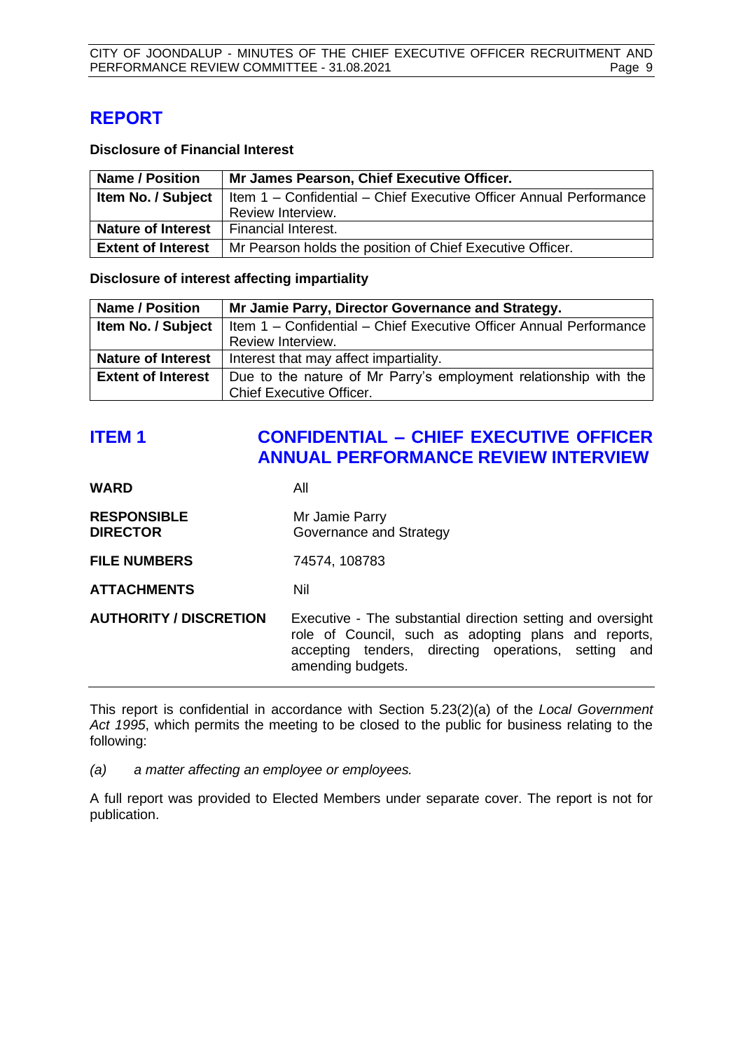# REPORT

**Disclosure of Financial Interest**

| **Name / Position** | **Mr James Pearson, Chief Executive Officer.** |
|---|---|
| **Item No. / Subject** | Item 1 – Confidential – Chief Executive Officer Annual Performance Review Interview. |
| **Nature of Interest** | Financial Interest. |
| **Extent of Interest** | Mr Pearson holds the position of Chief Executive Officer. |

**Disclosure of interest affecting impartiality**

| **Name / Position** | **Mr Jamie Parry, Director Governance and Strategy.** |
|---|---|
| **Item No. / Subject** | Item 1 – Confidential – Chief Executive Officer Annual Performance Review Interview. |
| **Nature of Interest** | Interest that may affect impartiality. |
| **Extent of Interest** | Due to the nature of Mr Parry's employment relationship with the Chief Executive Officer. |

## ITEM 1 CONFIDENTIAL – CHIEF EXECUTIVE OFFICER ANNUAL PERFORMANCE REVIEW INTERVIEW

**WARD** All

**RESPONSIBLE DIRECTOR** Mr Jamie Parry
Governance and Strategy

**FILE NUMBERS** 74574, 108783

**ATTACHMENTS** Nil

**AUTHORITY / DISCRETION** Executive - The substantial direction setting and oversight role of Council, such as adopting plans and reports, accepting tenders, directing operations, setting and amending budgets.

---

This report is confidential in accordance with Section 5.23(2)(a) of the *Local Government Act 1995*, which permits the meeting to be closed to the public for business relating to the following:

*(a) a matter affecting an employee or employees.*

A full report was provided to Elected Members under separate cover. The report is not for publication.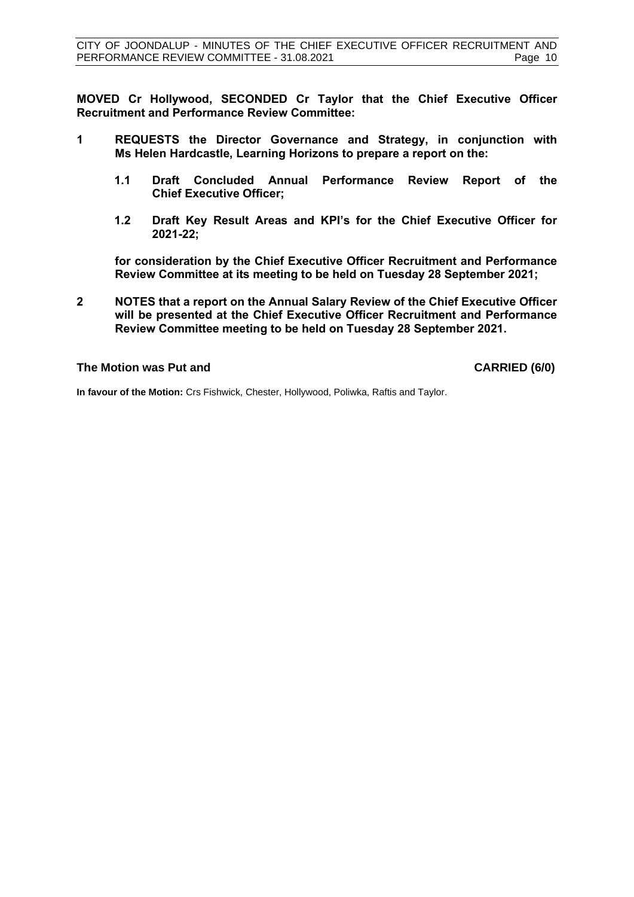**MOVED Cr Hollywood, SECONDED Cr Taylor that the Chief Executive Officer Recruitment and Performance Review Committee:**

**1 REQUESTS the Director Governance and Strategy, in conjunction with Ms Helen Hardcastle, Learning Horizons to prepare a report on the:**

**1.1 Draft Concluded Annual Performance Review Report of the Chief Executive Officer;**

**1.2 Draft Key Result Areas and KPI's for the Chief Executive Officer for 2021-22;**

**for consideration by the Chief Executive Officer Recruitment and Performance Review Committee at its meeting to be held on Tuesday 28 September 2021;**

**2 NOTES that a report on the Annual Salary Review of the Chief Executive Officer will be presented at the Chief Executive Officer Recruitment and Performance Review Committee meeting to be held on Tuesday 28 September 2021.**

**The Motion was Put and CARRIED (6/0)**

**In favour of the Motion:** Crs Fishwick, Chester, Hollywood, Poliwka, Raftis and Taylor.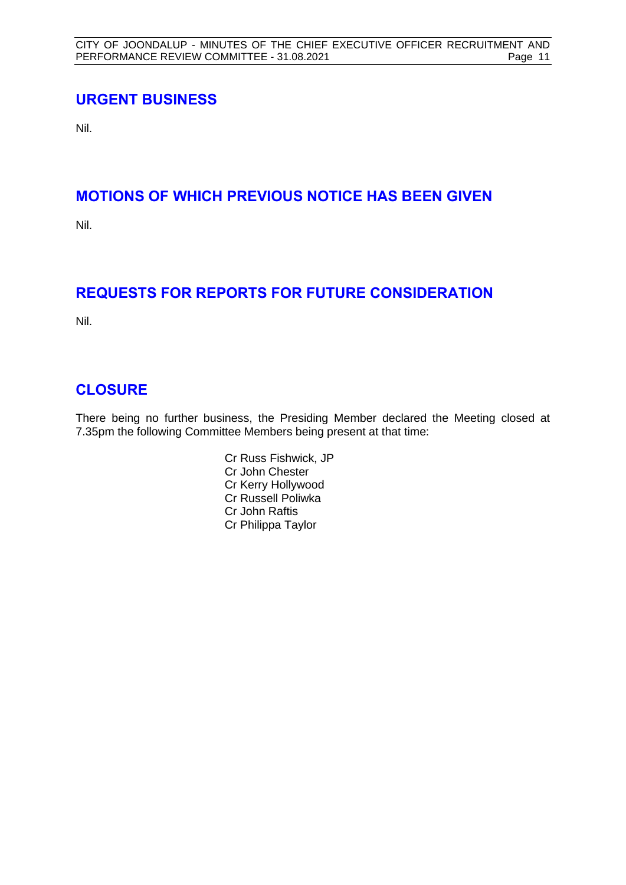## URGENT BUSINESS

Nil.

## MOTIONS OF WHICH PREVIOUS NOTICE HAS BEEN GIVEN

Nil.

## REQUESTS FOR REPORTS FOR FUTURE CONSIDERATION

Nil.

## CLOSURE

There being no further business, the Presiding Member declared the Meeting closed at 7.35pm the following Committee Members being present at that time:

Cr Russ Fishwick, JP  
Cr John Chester  
Cr Kerry Hollywood  
Cr Russell Poliwka  
Cr John Raftis  
Cr Philippa Taylor